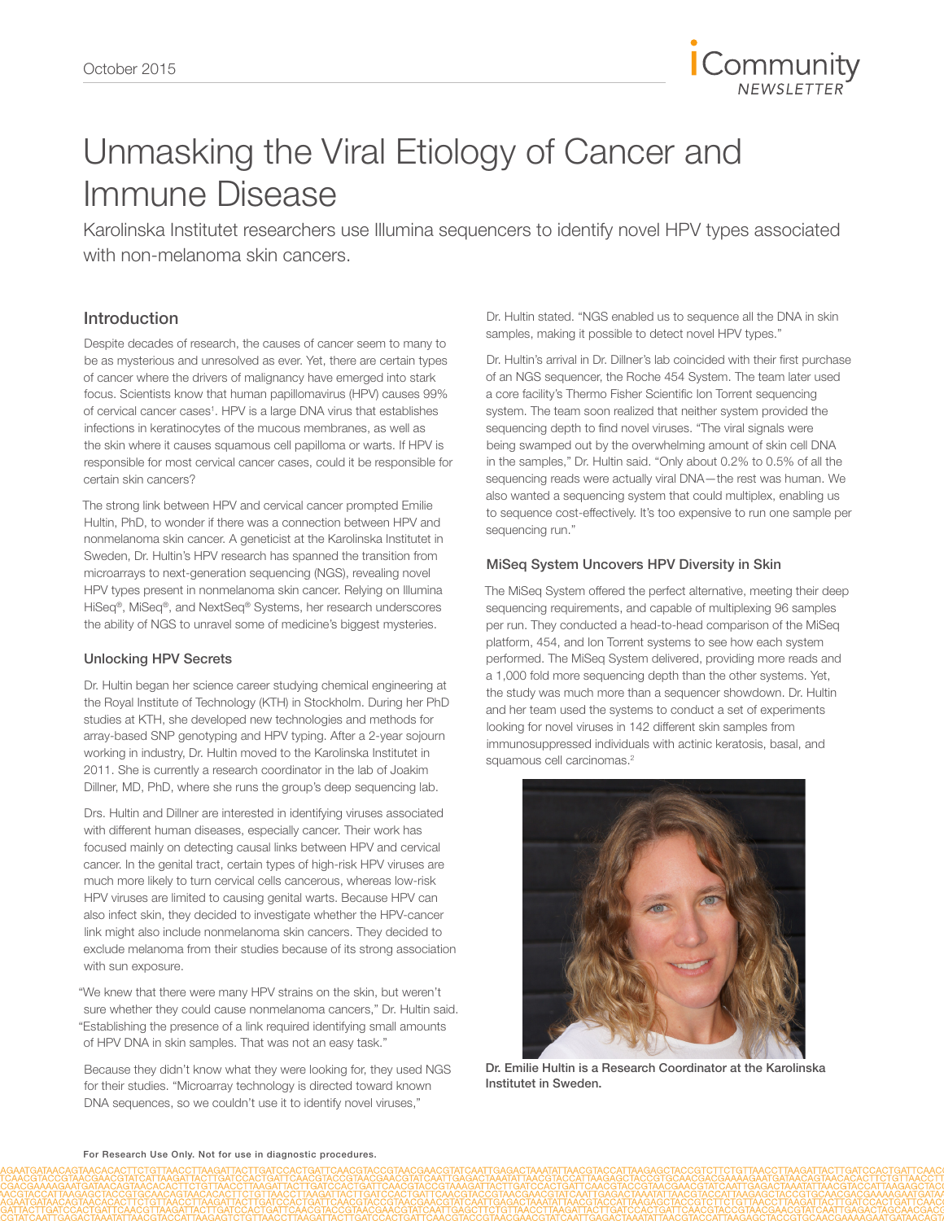# Unmasking the Viral Etiology of Cancer and Immune Disease

Karolinska Institutet researchers use Illumina sequencers to identify novel HPV types associated with non-melanoma skin cancers.

## Introduction

Despite decades of research, the causes of cancer seem to many to be as mysterious and unresolved as ever. Yet, there are certain types of cancer where the drivers of malignancy have emerged into stark focus. Scientists know that human papillomavirus (HPV) causes 99% of cervical cancer cases[1]. HPV is a large DNA virus that establishes infections in keratinocytes of the mucous membranes, as well as the skin where it causes squamous cell papilloma or warts. If HPV is responsible for most cervical cancer cases, could it be responsible for certain skin cancers?

The strong link between HPV and cervical cancer prompted Emilie Hultin, PhD, to wonder if there was a connection between HPV and nonmelanoma skin cancer. A geneticist at the Karolinska Institutet in Sweden, Dr. Hultin's HPV research has spanned the transition from microarrays to next-generation sequencing (NGS), revealing novel HPV types present in nonmelanoma skin cancer. Relying on Illumina HiSeq®, MiSeq®, and NextSeq® Systems, her research underscores the ability of NGS to unravel some of medicine's biggest mysteries.

### Unlocking HPV Secrets

Dr. Hultin began her science career studying chemical engineering at the Royal Institute of Technology (KTH) in Stockholm. During her PhD studies at KTH, she developed new technologies and methods for array-based SNP genotyping and HPV typing. After a 2-year sojourn working in industry, Dr. Hultin moved to the Karolinska Institutet in 2011. She is currently a research coordinator in the lab of Joakim Dillner, MD, PhD, where she runs the group's deep sequencing lab.

Drs. Hultin and Dillner are interested in identifying viruses associated with different human diseases, especially cancer. Their work has focused mainly on detecting causal links between HPV and cervical cancer. In the genital tract, certain types of high-risk HPV viruses are much more likely to turn cervical cells cancerous, whereas low-risk HPV viruses are limited to causing genital warts. Because HPV can also infect skin, they decided to investigate whether the HPV-cancer link might also include nonmelanoma skin cancers. They decided to exclude melanoma from their studies because of its strong association with sun exposure.

"We knew that there were many HPV strains on the skin, but weren't sure whether they could cause nonmelanoma cancers," Dr. Hultin said. "Establishing the presence of a link required identifying small amounts of HPV DNA in skin samples. That was not an easy task."

Because they didn't know what they were looking for, they used NGS for their studies. "Microarray technology is directed toward known DNA sequences, so we couldn't use it to identify novel viruses," Dr. Hultin stated. "NGS enabled us to sequence all the DNA in skin samples, making it possible to detect novel HPV types."

Dr. Hultin's arrival in Dr. Dillner's lab coincided with their first purchase of an NGS sequencer, the Roche 454 System. The team later used a core facility's Thermo Fisher Scientific Ion Torrent sequencing system. The team soon realized that neither system provided the sequencing depth to find novel viruses. "The viral signals were being swamped out by the overwhelming amount of skin cell DNA in the samples," Dr. Hultin said. "Only about 0.2% to 0.5% of all the sequencing reads were actually viral DNA—the rest was human. We also wanted a sequencing system that could multiplex, enabling us to sequence cost-effectively. It's too expensive to run one sample per sequencing run."

### MiSeq System Uncovers HPV Diversity in Skin

The MiSeq System offered the perfect alternative, meeting their deep sequencing requirements, and capable of multiplexing 96 samples per run. They conducted a head-to-head comparison of the MiSeq platform, 454, and Ion Torrent systems to see how each system performed. The MiSeq System delivered, providing more reads and a 1,000 fold more sequencing depth than the other systems. Yet, the study was much more than a sequencer showdown. Dr. Hultin and her team used the systems to conduct a set of experiments looking for novel viruses in 142 different skin samples from immunosuppressed individuals with actinic keratosis, basal, and squamous cell carcinomas.[2]

**Dr. Emilie Hultin is a Research Coordinator at the Karolinska Institutet in Sweden.**

For Research Use Only. Not for use in diagnostic procedures.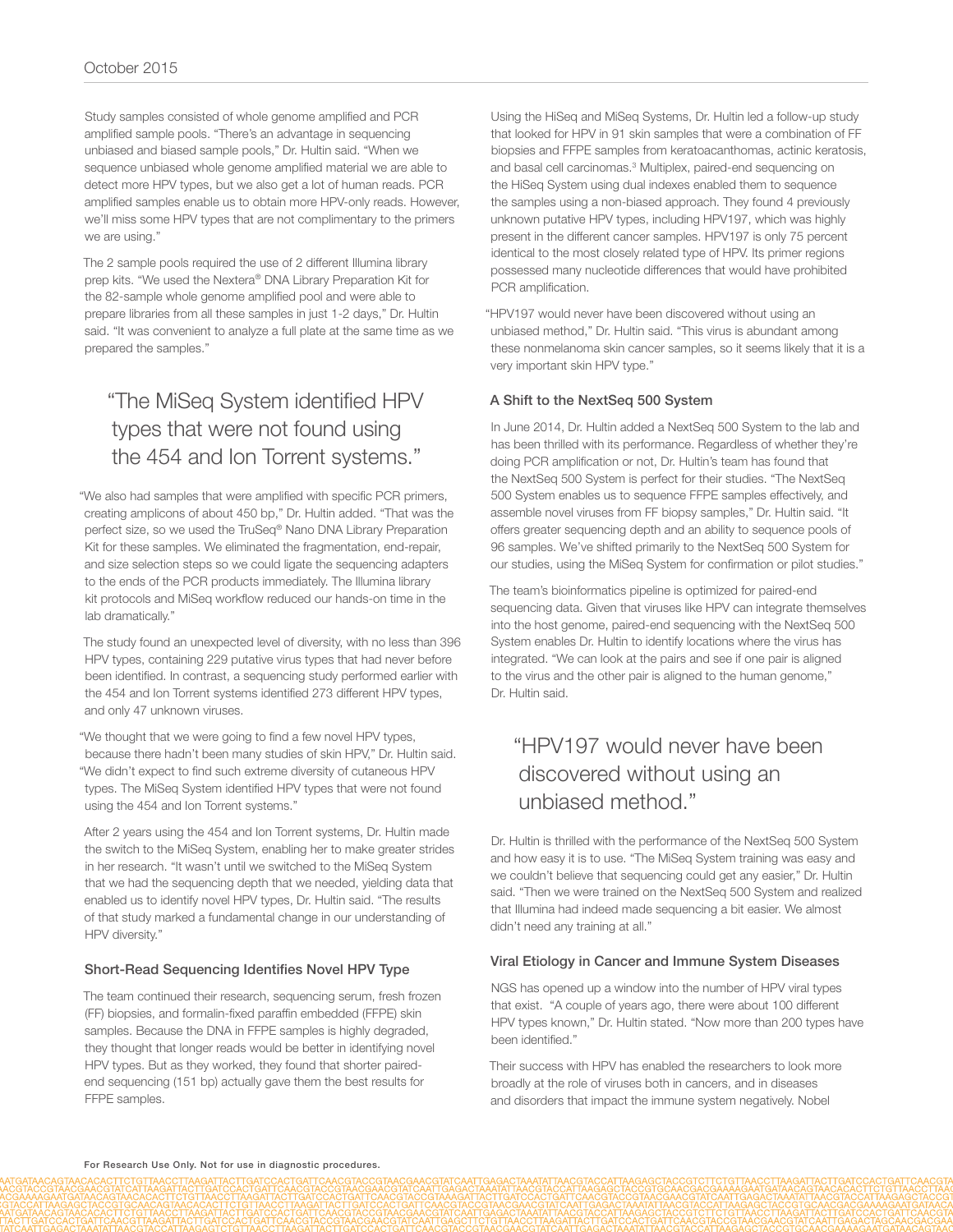Study samples consisted of whole genome amplified and PCR amplified sample pools. "There's an advantage in sequencing unbiased and biased sample pools," Dr. Hultin said. "When we sequence unbiased whole genome amplified material we are able to detect more HPV types, but we also get a lot of human reads. PCR amplified samples enable us to obtain more HPV-only reads. However, we'll miss some HPV types that are not complimentary to the primers we are using."

The 2 sample pools required the use of 2 different Illumina library prep kits. "We used the Nextera® DNA Library Preparation Kit for the 82-sample whole genome amplified pool and were able to prepare libraries from all these samples in just 1-2 days," Dr. Hultin said. "It was convenient to analyze a full plate at the same time as we prepared the samples."

> "The MiSeq System identified HPV types that were not found using the 454 and Ion Torrent systems."

"We also had samples that were amplified with specific PCR primers, creating amplicons of about 450 bp," Dr. Hultin added. "That was the perfect size, so we used the TruSeq® Nano DNA Library Preparation Kit for these samples. We eliminated the fragmentation, end-repair, and size selection steps so we could ligate the sequencing adapters to the ends of the PCR products immediately. The Illumina library kit protocols and MiSeq workflow reduced our hands-on time in the lab dramatically."

The study found an unexpected level of diversity, with no less than 396 HPV types, containing 229 putative virus types that had never before been identified. In contrast, a sequencing study performed earlier with the 454 and Ion Torrent systems identified 273 different HPV types, and only 47 unknown viruses.

"We thought that we were going to find a few novel HPV types, because there hadn't been many studies of skin HPV," Dr. Hultin said. "We didn't expect to find such extreme diversity of cutaneous HPV types. The MiSeq System identified HPV types that were not found using the 454 and Ion Torrent systems."

After 2 years using the 454 and Ion Torrent systems, Dr. Hultin made the switch to the MiSeq System, enabling her to make greater strides in her research. "It wasn't until we switched to the MiSeq System that we had the sequencing depth that we needed, yielding data that enabled us to identify novel HPV types, Dr. Hultin said. "The results of that study marked a fundamental change in our understanding of HPV diversity."

### Short-Read Sequencing Identifies Novel HPV Type

The team continued their research, sequencing serum, fresh frozen (FF) biopsies, and formalin-fixed paraffin embedded (FFPE) skin samples. Because the DNA in FFPE samples is highly degraded, they thought that longer reads would be better in identifying novel HPV types. But as they worked, they found that shorter paired-end sequencing (151 bp) actually gave them the best results for FFPE samples.

Using the HiSeq and MiSeq Systems, Dr. Hultin led a follow-up study that looked for HPV in 91 skin samples that were a combination of FF biopsies and FFPE samples from keratoacanthomas, actinic keratosis, and basal cell carcinomas.[3] Multiplex, paired-end sequencing on the HiSeq System using dual indexes enabled them to sequence the samples using a non-biased approach. They found 4 previously unknown putative HPV types, including HPV197, which was highly present in the different cancer samples. HPV197 is only 75 percent identical to the most closely related type of HPV. Its primer regions possessed many nucleotide differences that would have prohibited PCR amplification.

"HPV197 would never have been discovered without using an unbiased method," Dr. Hultin said. "This virus is abundant among these nonmelanoma skin cancer samples, so it seems likely that it is a very important skin HPV type."

### A Shift to the NextSeq 500 System

In June 2014, Dr. Hultin added a NextSeq 500 System to the lab and has been thrilled with its performance. Regardless of whether they're doing PCR amplification or not, Dr. Hultin's team has found that the NextSeq 500 System is perfect for their studies. "The NextSeq 500 System enables us to sequence FFPE samples effectively, and assemble novel viruses from FF biopsy samples," Dr. Hultin said. "It offers greater sequencing depth and an ability to sequence pools of 96 samples. We've shifted primarily to the NextSeq 500 System for our studies, using the MiSeq System for confirmation or pilot studies."

The team's bioinformatics pipeline is optimized for paired-end sequencing data. Given that viruses like HPV can integrate themselves into the host genome, paired-end sequencing with the NextSeq 500 System enables Dr. Hultin to identify locations where the virus has integrated. "We can look at the pairs and see if one pair is aligned to the virus and the other pair is aligned to the human genome," Dr. Hultin said.

> "HPV197 would never have been discovered without using an unbiased method."

Dr. Hultin is thrilled with the performance of the NextSeq 500 System and how easy it is to use. "The MiSeq System training was easy and we couldn't believe that sequencing could get any easier," Dr. Hultin said. "Then we were trained on the NextSeq 500 System and realized that Illumina had indeed made sequencing a bit easier. We almost didn't need any training at all."

### Viral Etiology in Cancer and Immune System Diseases

NGS has opened up a window into the number of HPV viral types that exist. "A couple of years ago, there were about 100 different HPV types known," Dr. Hultin stated. "Now more than 200 types have been identified."

Their success with HPV has enabled the researchers to look more broadly at the role of viruses both in cancers, and in diseases and disorders that impact the immune system negatively. Nobel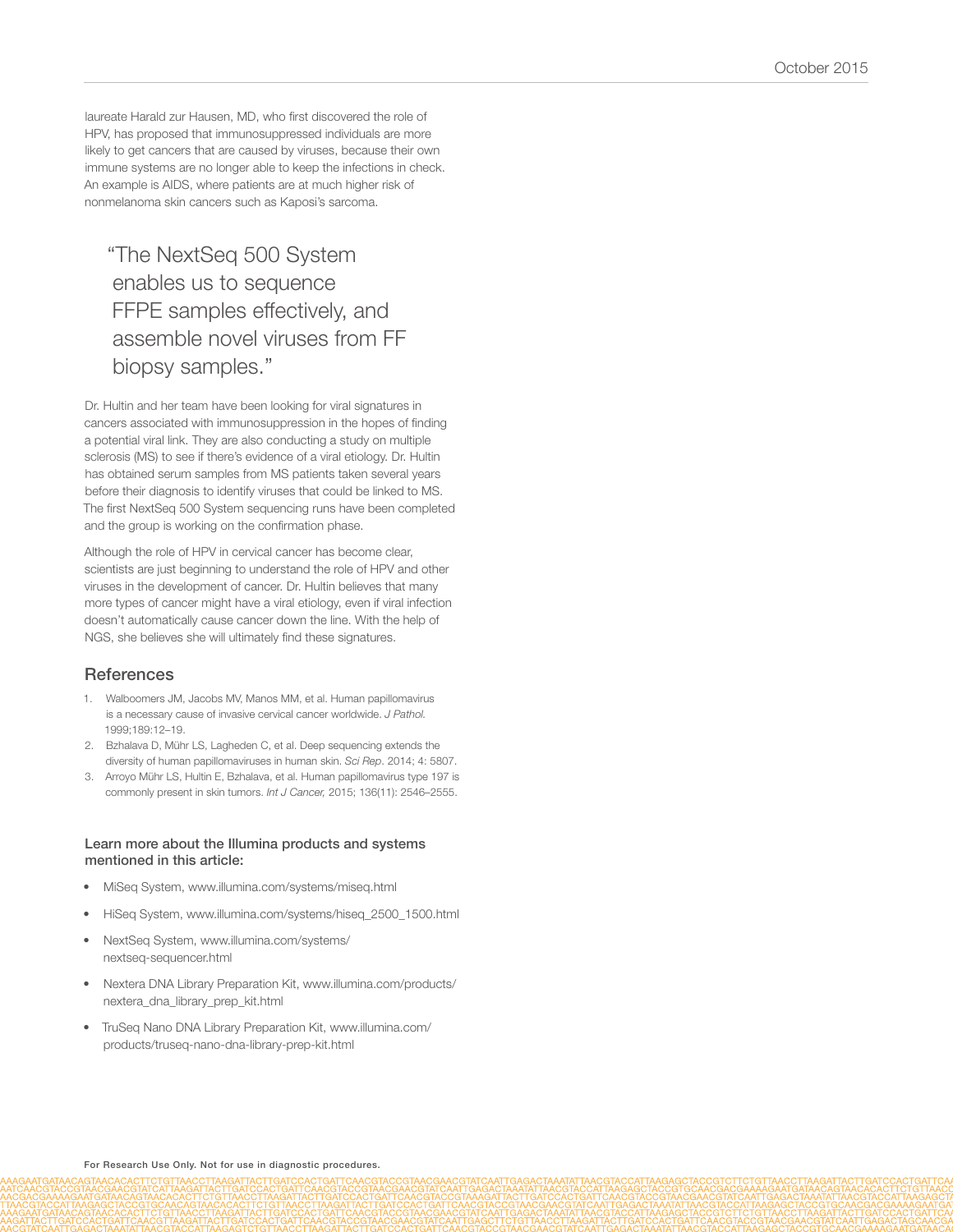laureate Harald zur Hausen, MD, who first discovered the role of HPV, has proposed that immunosuppressed individuals are more likely to get cancers that are caused by viruses, because their own immune systems are no longer able to keep the infections in check. An example is AIDS, where patients are at much higher risk of nonmelanoma skin cancers such as Kaposi's sarcoma.

> "The NextSeq 500 System enables us to sequence FFPE samples effectively, and assemble novel viruses from FF biopsy samples."

Dr. Hultin and her team have been looking for viral signatures in cancers associated with immunosuppression in the hopes of finding a potential viral link. They are also conducting a study on multiple sclerosis (MS) to see if there's evidence of a viral etiology. Dr. Hultin has obtained serum samples from MS patients taken several years before their diagnosis to identify viruses that could be linked to MS. The first NextSeq 500 System sequencing runs have been completed and the group is working on the confirmation phase.

Although the role of HPV in cervical cancer has become clear, scientists are just beginning to understand the role of HPV and other viruses in the development of cancer. Dr. Hultin believes that many more types of cancer might have a viral etiology, even if viral infection doesn't automatically cause cancer down the line. With the help of NGS, she believes she will ultimately find these signatures.

## References

1. Walboomers JM, Jacobs MV, Manos MM, et al. Human papillomavirus is a necessary cause of invasive cervical cancer worldwide. *J Pathol.* 1999;189:12–19.
2. Bzhalava D, Mühr LS, Lagheden C, et al. Deep sequencing extends the diversity of human papillomaviruses in human skin. *Sci Rep.* 2014; 4: 5807.
3. Arroyo Mühr LS, Hultin E, Bzhalava, et al. Human papillomavirus type 197 is commonly present in skin tumors. *Int J Cancer,* 2015; 136(11): 2546–2555.

### Learn more about the Illumina products and systems mentioned in this article:

- MiSeq System, www.illumina.com/systems/miseq.html
- HiSeq System, www.illumina.com/systems/hiseq_2500_1500.html
- NextSeq System, www.illumina.com/systems/nextseq-sequencer.html
- Nextera DNA Library Preparation Kit, www.illumina.com/products/nextera_dna_library_prep_kit.html
- TruSeq Nano DNA Library Preparation Kit, www.illumina.com/products/truseq-nano-dna-library-prep-kit.html

**For Research Use Only. Not for use in diagnostic procedures.**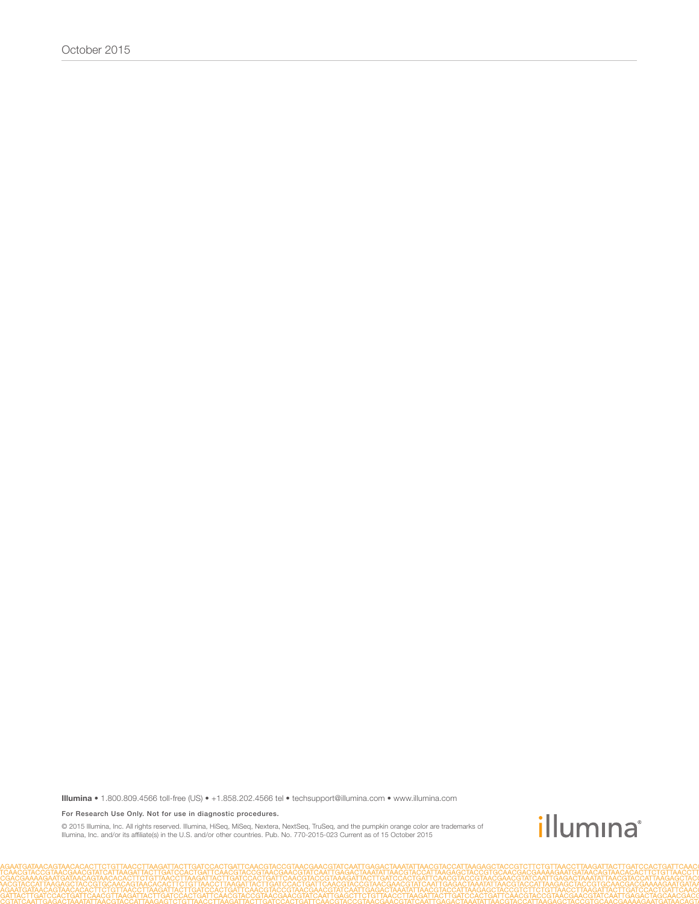October 2015

**Illumina** • 1.800.809.4566 toll-free (US) • +1.858.202.4566 tel • techsupport@illumina.com • www.illumina.com

For Research Use Only. Not for use in diagnostic procedures.

© 2015 Illumina, Inc. All rights reserved. Illumina, HiSeq, MiSeq, Nextera, NextSeq, TruSeq, and the pumpkin orange color are trademarks of Illumina, Inc. and/or its affiliate(s) in the U.S. and/or other countries. Pub. No. 770-2015-023 Current as of 15 October 2015